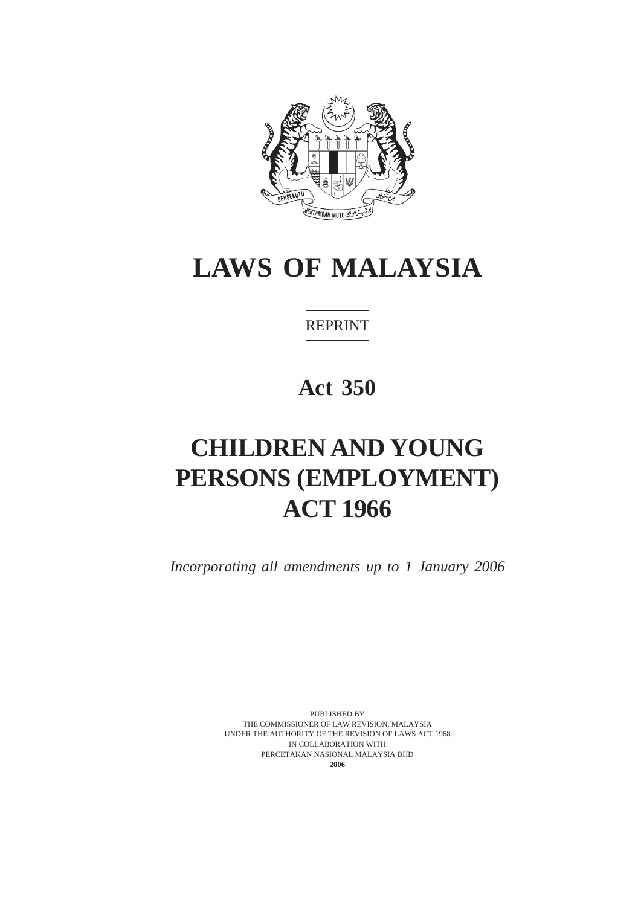# LAWS OF MALAYSIA

REPRINT

## Act 350

# CHILDREN AND YOUNG PERSONS (EMPLOYMENT) ACT 1966

*Incorporating all amendments up to 1 January 2006*

PUBLISHED BY
THE COMMISSIONER OF LAW REVISION, MALAYSIA
UNDER THE AUTHORITY OF THE REVISION OF LAWS ACT 1968
IN COLLABORATION WITH
PERCETAKAN NASIONAL MALAYSIA BHD
**2006**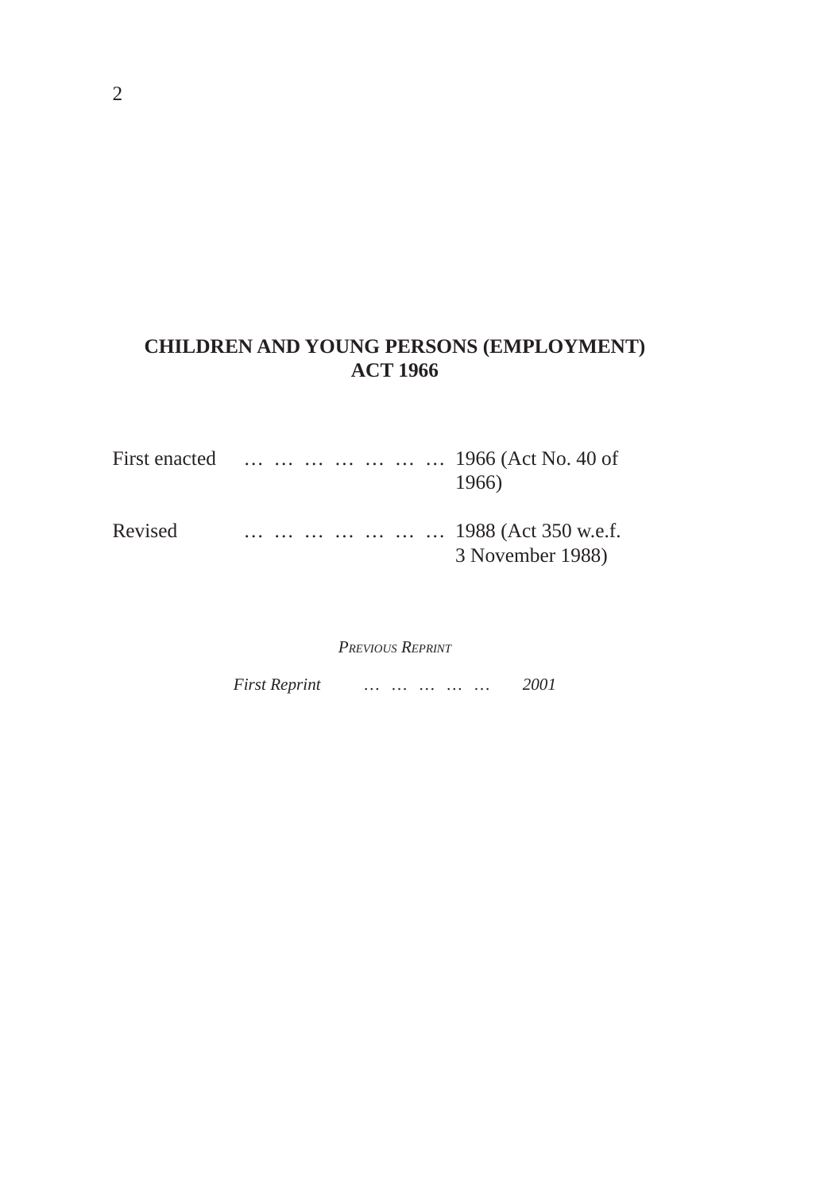# CHILDREN AND YOUNG PERSONS (EMPLOYMENT) ACT 1966

First enacted … … … … … … … 1966 (Act No. 40 of 1966)

Revised … … … … … … … 1988 (Act 350 w.e.f. 3 November 1988)

*PREVIOUS REPRINT*

*First Reprint … … … … … 2001*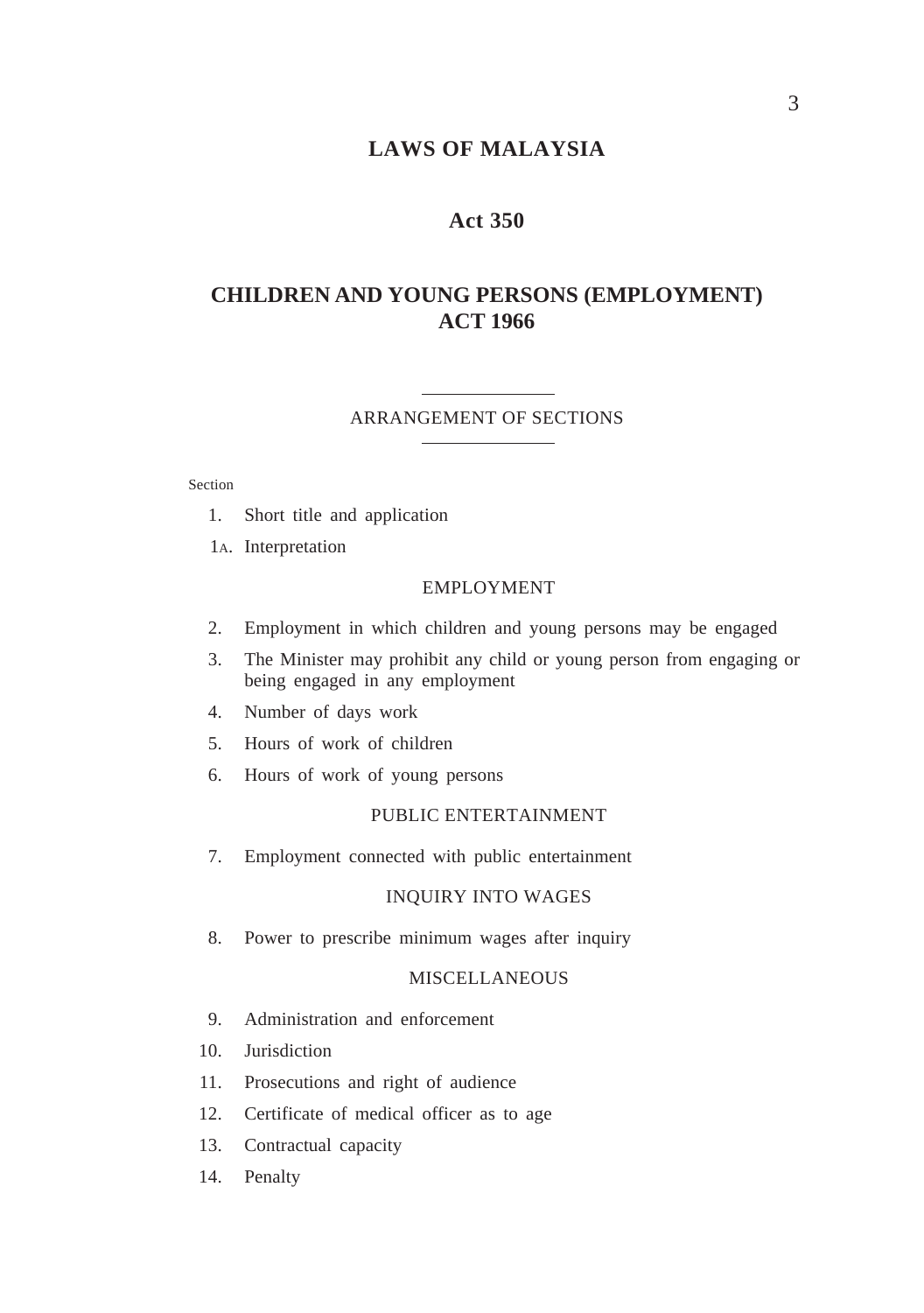# LAWS OF MALAYSIA

## Act 350

## CHILDREN AND YOUNG PERSONS (EMPLOYMENT) ACT 1966

ARRANGEMENT OF SECTIONS

Section

1. Short title and application

1A. Interpretation

EMPLOYMENT

2. Employment in which children and young persons may be engaged
3. The Minister may prohibit any child or young person from engaging or being engaged in any employment
4. Number of days work
5. Hours of work of children
6. Hours of work of young persons

PUBLIC ENTERTAINMENT

7. Employment connected with public entertainment

INQUIRY INTO WAGES

8. Power to prescribe minimum wages after inquiry

MISCELLANEOUS

9. Administration and enforcement
10. Jurisdiction
11. Prosecutions and right of audience
12. Certificate of medical officer as to age
13. Contractual capacity
14. Penalty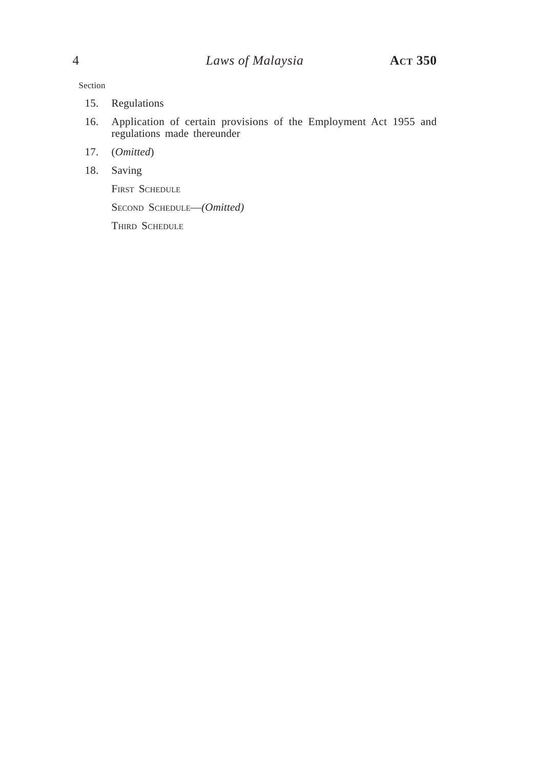Section

15. Regulations

16. Application of certain provisions of the Employment Act 1955 and regulations made thereunder

17. (*Omitted*)

18. Saving

FIRST SCHEDULE

SECOND SCHEDULE—*(Omitted)*

THIRD SCHEDULE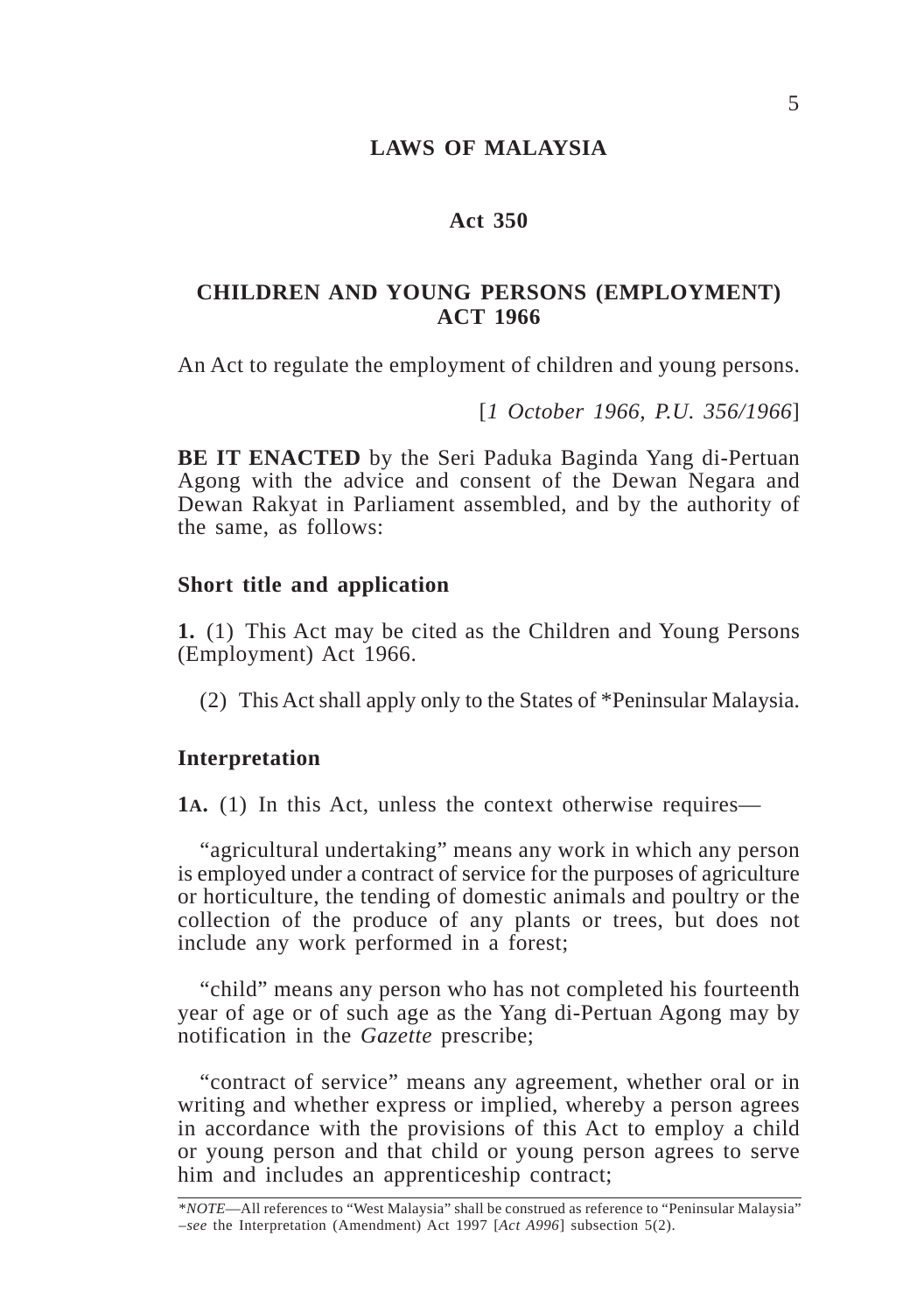# LAWS OF MALAYSIA

## Act 350

## CHILDREN AND YOUNG PERSONS (EMPLOYMENT) ACT 1966

An Act to regulate the employment of children and young persons.

[*1 October 1966, P.U. 356/1966*]

**BE IT ENACTED** by the Seri Paduka Baginda Yang di-Pertuan Agong with the advice and consent of the Dewan Negara and Dewan Rakyat in Parliament assembled, and by the authority of the same, as follows:

### Short title and application

**1.** (1) This Act may be cited as the Children and Young Persons (Employment) Act 1966.

(2) This Act shall apply only to the States of *Peninsular Malaysia.

### Interpretation

**1A.** (1) In this Act, unless the context otherwise requires—

"agricultural undertaking" means any work in which any person is employed under a contract of service for the purposes of agriculture or horticulture, the tending of domestic animals and poultry or the collection of the produce of any plants or trees, but does not include any work performed in a forest;

"child" means any person who has not completed his fourteenth year of age or of such age as the Yang di-Pertuan Agong may by notification in the *Gazette* prescribe;

"contract of service" means any agreement, whether oral or in writing and whether express or implied, whereby a person agrees in accordance with the provisions of this Act to employ a child or young person and that child or young person agrees to serve him and includes an apprenticeship contract;

---

**NOTE*—All references to "West Malaysia" shall be construed as reference to "Peninsular Malaysia" –*see* the Interpretation (Amendment) Act 1997 [*Act A996*] subsection 5(2).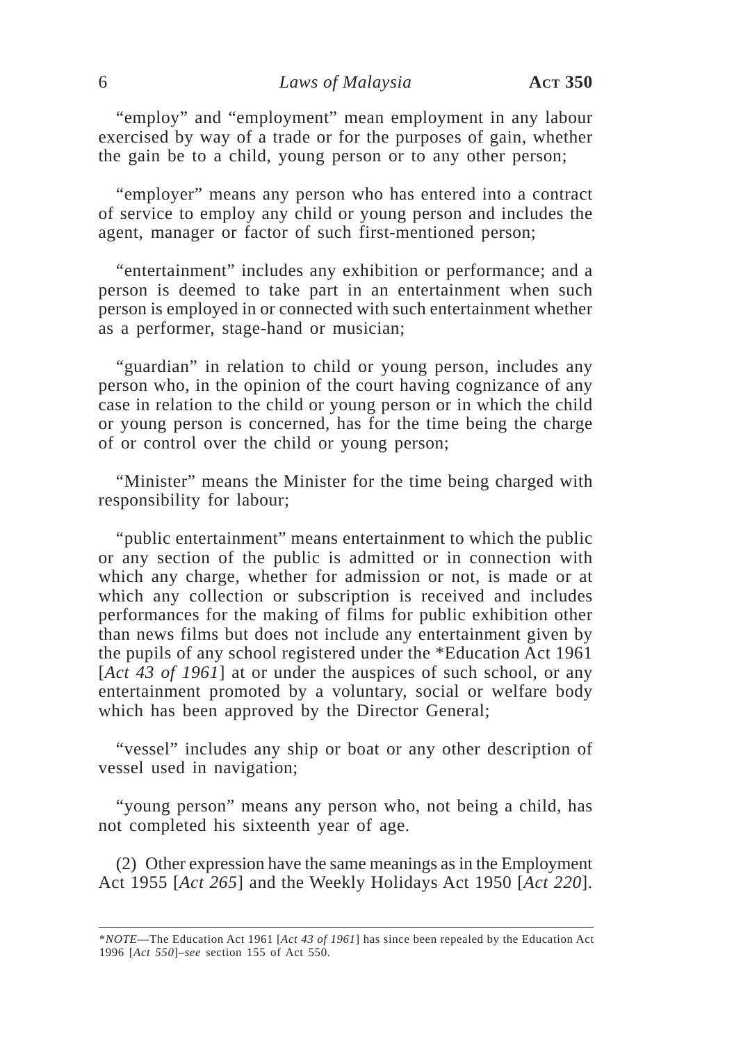"employ" and "employment" mean employment in any labour exercised by way of a trade or for the purposes of gain, whether the gain be to a child, young person or to any other person;

"employer" means any person who has entered into a contract of service to employ any child or young person and includes the agent, manager or factor of such first-mentioned person;

"entertainment" includes any exhibition or performance; and a person is deemed to take part in an entertainment when such person is employed in or connected with such entertainment whether as a performer, stage-hand or musician;

"guardian" in relation to child or young person, includes any person who, in the opinion of the court having cognizance of any case in relation to the child or young person or in which the child or young person is concerned, has for the time being the charge of or control over the child or young person;

"Minister" means the Minister for the time being charged with responsibility for labour;

"public entertainment" means entertainment to which the public or any section of the public is admitted or in connection with which any charge, whether for admission or not, is made or at which any collection or subscription is received and includes performances for the making of films for public exhibition other than news films but does not include any entertainment given by the pupils of any school registered under the *Education Act 1961 [*Act 43 of 1961*] at or under the auspices of such school, or any entertainment promoted by a voluntary, social or welfare body which has been approved by the Director General;

"vessel" includes any ship or boat or any other description of vessel used in navigation;

"young person" means any person who, not being a child, has not completed his sixteenth year of age.

(2) Other expression have the same meanings as in the Employment Act 1955 [*Act 265*] and the Weekly Holidays Act 1950 [*Act 220*].

---

**NOTE*—The Education Act 1961 [*Act 43 of 1961*] has since been repealed by the Education Act 1996 [*Act 550*]–*see* section 155 of Act 550.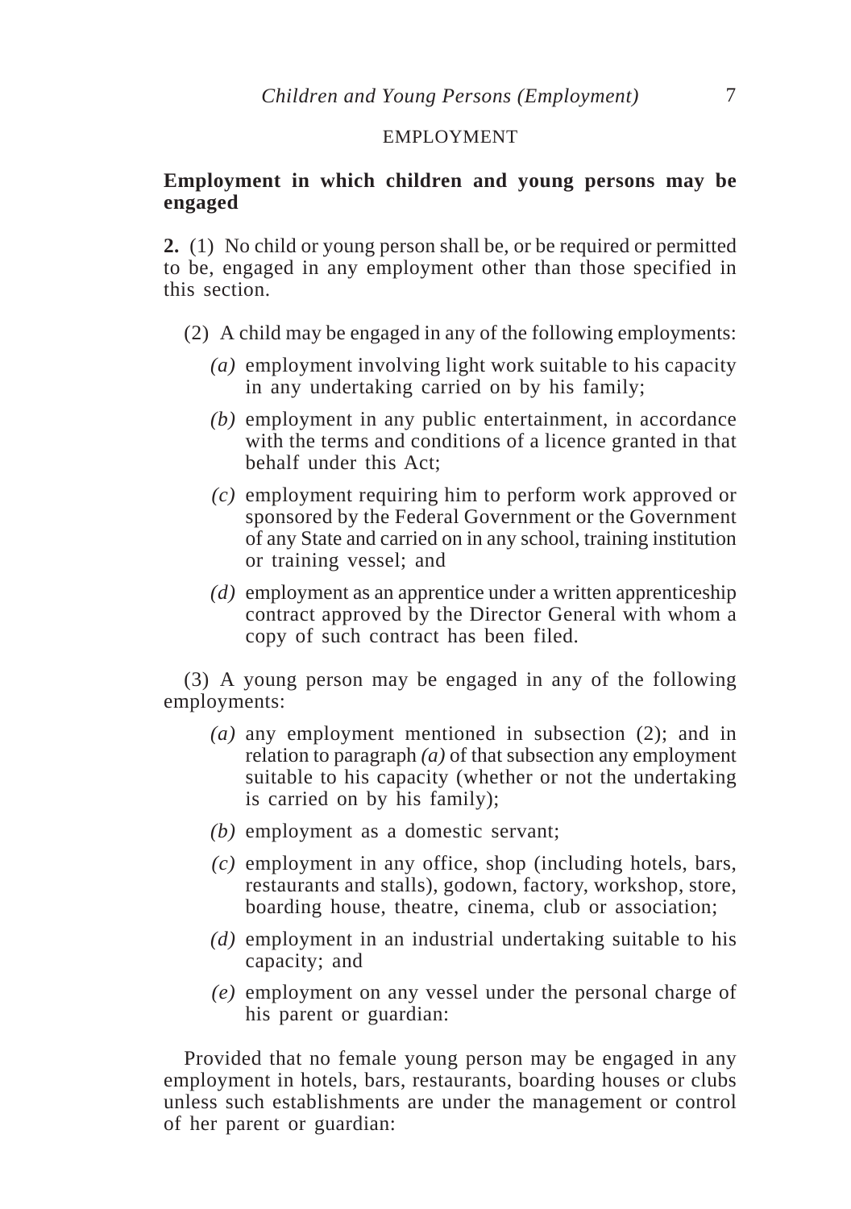EMPLOYMENT

## Employment in which children and young persons may be engaged

**2.** (1) No child or young person shall be, or be required or permitted to be, engaged in any employment other than those specified in this section.

(2) A child may be engaged in any of the following employments:

*(a)* employment involving light work suitable to his capacity in any undertaking carried on by his family;

*(b)* employment in any public entertainment, in accordance with the terms and conditions of a licence granted in that behalf under this Act;

*(c)* employment requiring him to perform work approved or sponsored by the Federal Government or the Government of any State and carried on in any school, training institution or training vessel; and

*(d)* employment as an apprentice under a written apprenticeship contract approved by the Director General with whom a copy of such contract has been filed.

(3) A young person may be engaged in any of the following employments:

*(a)* any employment mentioned in subsection (2); and in relation to paragraph *(a)* of that subsection any employment suitable to his capacity (whether or not the undertaking is carried on by his family);

*(b)* employment as a domestic servant;

*(c)* employment in any office, shop (including hotels, bars, restaurants and stalls), godown, factory, workshop, store, boarding house, theatre, cinema, club or association;

*(d)* employment in an industrial undertaking suitable to his capacity; and

*(e)* employment on any vessel under the personal charge of his parent or guardian:

Provided that no female young person may be engaged in any employment in hotels, bars, restaurants, boarding houses or clubs unless such establishments are under the management or control of her parent or guardian: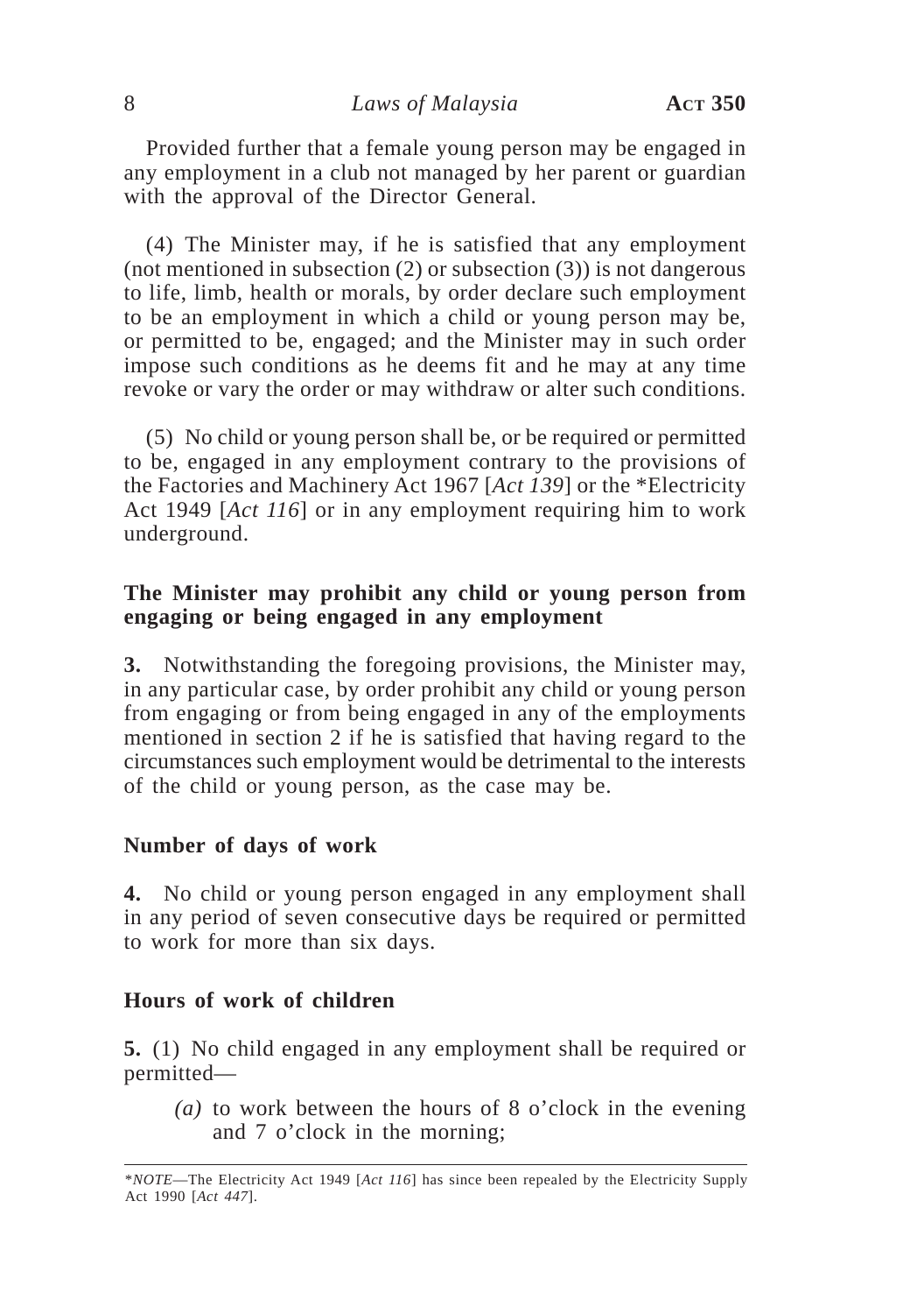Provided further that a female young person may be engaged in any employment in a club not managed by her parent or guardian with the approval of the Director General.

(4) The Minister may, if he is satisfied that any employment (not mentioned in subsection (2) or subsection (3)) is not dangerous to life, limb, health or morals, by order declare such employment to be an employment in which a child or young person may be, or permitted to be, engaged; and the Minister may in such order impose such conditions as he deems fit and he may at any time revoke or vary the order or may withdraw or alter such conditions.

(5) No child or young person shall be, or be required or permitted to be, engaged in any employment contrary to the provisions of the Factories and Machinery Act 1967 [*Act 139*] or the *Electricity Act 1949 [*Act 116*] or in any employment requiring him to work underground.

**The Minister may prohibit any child or young person from engaging or being engaged in any employment**

**3.** Notwithstanding the foregoing provisions, the Minister may, in any particular case, by order prohibit any child or young person from engaging or from being engaged in any of the employments mentioned in section 2 if he is satisfied that having regard to the circumstances such employment would be detrimental to the interests of the child or young person, as the case may be.

**Number of days of work**

**4.** No child or young person engaged in any employment shall in any period of seven consecutive days be required or permitted to work for more than six days.

**Hours of work of children**

**5.** (1) No child engaged in any employment shall be required or permitted—

*(a)* to work between the hours of 8 o'clock in the evening and 7 o'clock in the morning;

---

**NOTE*—The Electricity Act 1949 [*Act 116*] has since been repealed by the Electricity Supply Act 1990 [*Act 447*].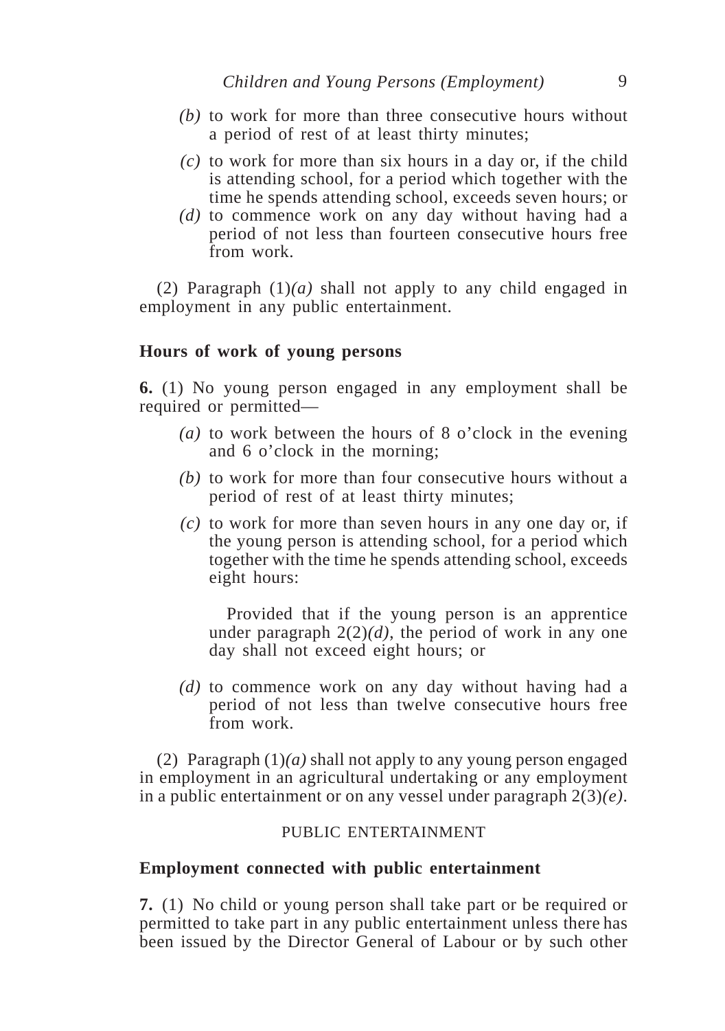*(b)* to work for more than three consecutive hours without a period of rest of at least thirty minutes;

*(c)* to work for more than six hours in a day or, if the child is attending school, for a period which together with the time he spends attending school, exceeds seven hours; or

*(d)* to commence work on any day without having had a period of not less than fourteen consecutive hours free from work.

(2) Paragraph (1)*(a)* shall not apply to any child engaged in employment in any public entertainment.

**Hours of work of young persons**

**6.** (1) No young person engaged in any employment shall be required or permitted—

*(a)* to work between the hours of 8 o'clock in the evening and 6 o'clock in the morning;

*(b)* to work for more than four consecutive hours without a period of rest of at least thirty minutes;

*(c)* to work for more than seven hours in any one day or, if the young person is attending school, for a period which together with the time he spends attending school, exceeds eight hours:

Provided that if the young person is an apprentice under paragraph 2(2)*(d)*, the period of work in any one day shall not exceed eight hours; or

*(d)* to commence work on any day without having had a period of not less than twelve consecutive hours free from work.

(2) Paragraph (1)*(a)* shall not apply to any young person engaged in employment in an agricultural undertaking or any employment in a public entertainment or on any vessel under paragraph 2(3)*(e)*.

PUBLIC ENTERTAINMENT

**Employment connected with public entertainment**

**7.** (1) No child or young person shall take part or be required or permitted to take part in any public entertainment unless there has been issued by the Director General of Labour or by such other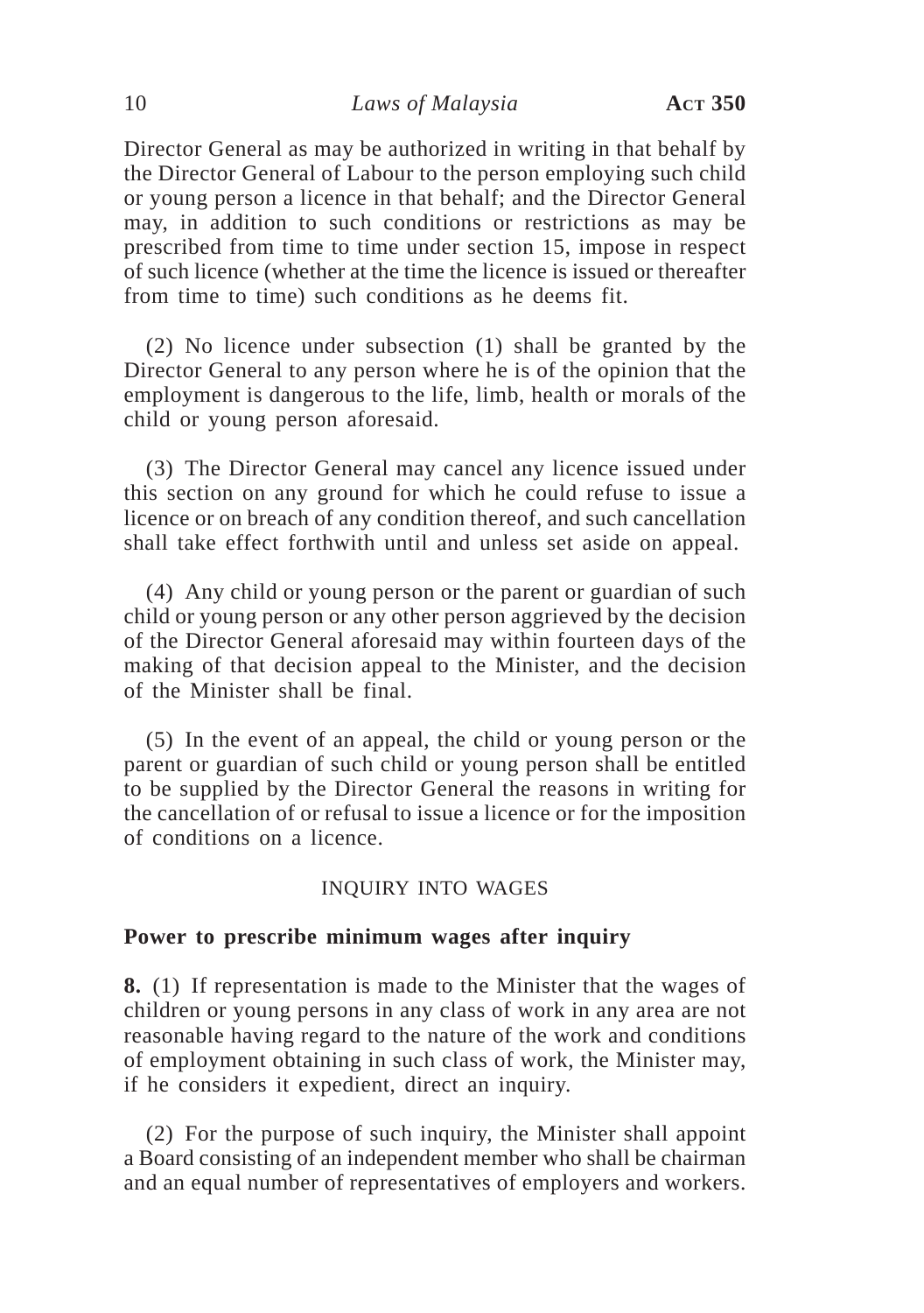Director General as may be authorized in writing in that behalf by the Director General of Labour to the person employing such child or young person a licence in that behalf; and the Director General may, in addition to such conditions or restrictions as may be prescribed from time to time under section 15, impose in respect of such licence (whether at the time the licence is issued or thereafter from time to time) such conditions as he deems fit.

(2) No licence under subsection (1) shall be granted by the Director General to any person where he is of the opinion that the employment is dangerous to the life, limb, health or morals of the child or young person aforesaid.

(3) The Director General may cancel any licence issued under this section on any ground for which he could refuse to issue a licence or on breach of any condition thereof, and such cancellation shall take effect forthwith until and unless set aside on appeal.

(4) Any child or young person or the parent or guardian of such child or young person or any other person aggrieved by the decision of the Director General aforesaid may within fourteen days of the making of that decision appeal to the Minister, and the decision of the Minister shall be final.

(5) In the event of an appeal, the child or young person or the parent or guardian of such child or young person shall be entitled to be supplied by the Director General the reasons in writing for the cancellation of or refusal to issue a licence or for the imposition of conditions on a licence.

## INQUIRY INTO WAGES

### Power to prescribe minimum wages after inquiry

**8.** (1) If representation is made to the Minister that the wages of children or young persons in any class of work in any area are not reasonable having regard to the nature of the work and conditions of employment obtaining in such class of work, the Minister may, if he considers it expedient, direct an inquiry.

(2) For the purpose of such inquiry, the Minister shall appoint a Board consisting of an independent member who shall be chairman and an equal number of representatives of employers and workers.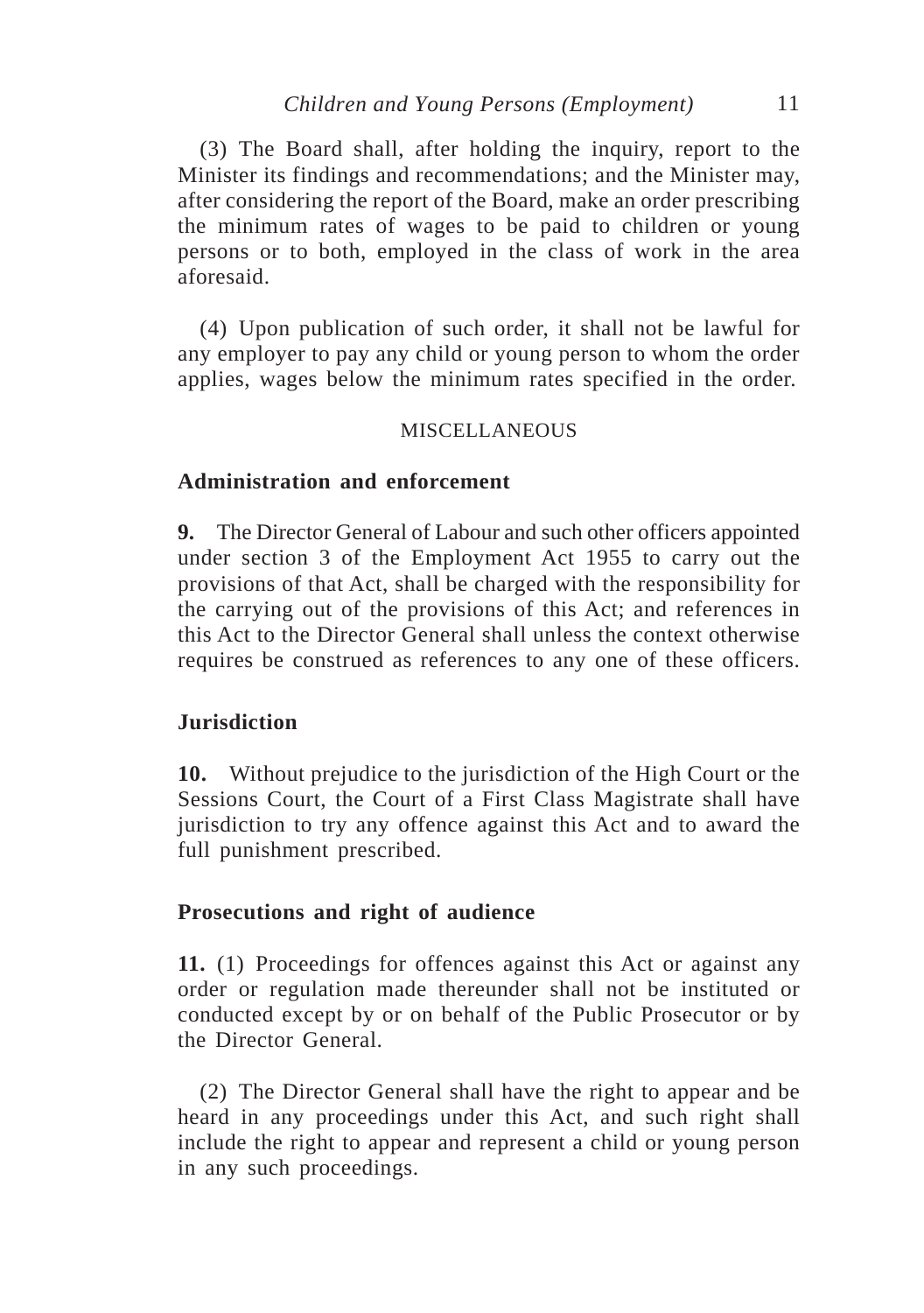(3) The Board shall, after holding the inquiry, report to the Minister its findings and recommendations; and the Minister may, after considering the report of the Board, make an order prescribing the minimum rates of wages to be paid to children or young persons or to both, employed in the class of work in the area aforesaid.

(4) Upon publication of such order, it shall not be lawful for any employer to pay any child or young person to whom the order applies, wages below the minimum rates specified in the order.

MISCELLANEOUS

**Administration and enforcement**

**9.** The Director General of Labour and such other officers appointed under section 3 of the Employment Act 1955 to carry out the provisions of that Act, shall be charged with the responsibility for the carrying out of the provisions of this Act; and references in this Act to the Director General shall unless the context otherwise requires be construed as references to any one of these officers.

**Jurisdiction**

**10.** Without prejudice to the jurisdiction of the High Court or the Sessions Court, the Court of a First Class Magistrate shall have jurisdiction to try any offence against this Act and to award the full punishment prescribed.

**Prosecutions and right of audience**

**11.** (1) Proceedings for offences against this Act or against any order or regulation made thereunder shall not be instituted or conducted except by or on behalf of the Public Prosecutor or by the Director General.

(2) The Director General shall have the right to appear and be heard in any proceedings under this Act, and such right shall include the right to appear and represent a child or young person in any such proceedings.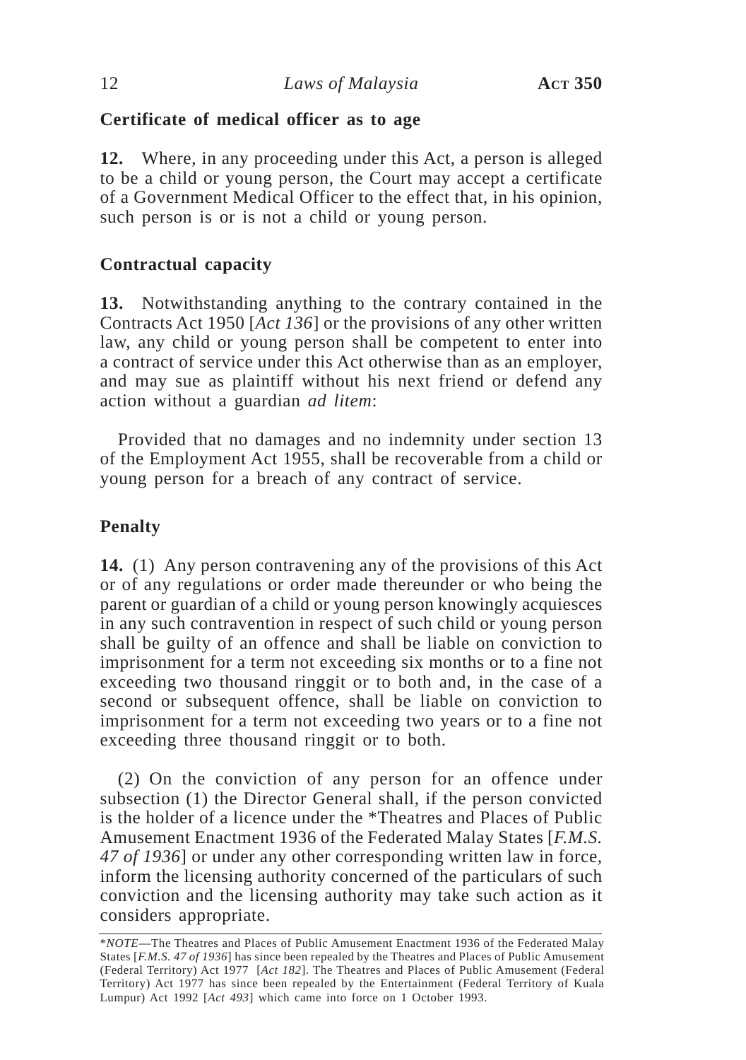**Certificate of medical officer as to age**

**12.** Where, in any proceeding under this Act, a person is alleged to be a child or young person, the Court may accept a certificate of a Government Medical Officer to the effect that, in his opinion, such person is or is not a child or young person.

**Contractual capacity**

**13.** Notwithstanding anything to the contrary contained in the Contracts Act 1950 [*Act 136*] or the provisions of any other written law, any child or young person shall be competent to enter into a contract of service under this Act otherwise than as an employer, and may sue as plaintiff without his next friend or defend any action without a guardian *ad litem*:

Provided that no damages and no indemnity under section 13 of the Employment Act 1955, shall be recoverable from a child or young person for a breach of any contract of service.

**Penalty**

**14.** (1) Any person contravening any of the provisions of this Act or of any regulations or order made thereunder or who being the parent or guardian of a child or young person knowingly acquiesces in any such contravention in respect of such child or young person shall be guilty of an offence and shall be liable on conviction to imprisonment for a term not exceeding six months or to a fine not exceeding two thousand ringgit or to both and, in the case of a second or subsequent offence, shall be liable on conviction to imprisonment for a term not exceeding two years or to a fine not exceeding three thousand ringgit or to both.

(2) On the conviction of any person for an offence under subsection (1) the Director General shall, if the person convicted is the holder of a licence under the *Theatres and Places of Public Amusement Enactment 1936 of the Federated Malay States [*F.M.S. 47 of 1936*] or under any other corresponding written law in force, inform the licensing authority concerned of the particulars of such conviction and the licensing authority may take such action as it considers appropriate.

---

**NOTE*—The Theatres and Places of Public Amusement Enactment 1936 of the Federated Malay States [*F.M.S. 47 of 1936*] has since been repealed by the Theatres and Places of Public Amusement (Federal Territory) Act 1977 [*Act 182*]. The Theatres and Places of Public Amusement (Federal Territory) Act 1977 has since been repealed by the Entertainment (Federal Territory of Kuala Lumpur) Act 1992 [*Act 493*] which came into force on 1 October 1993.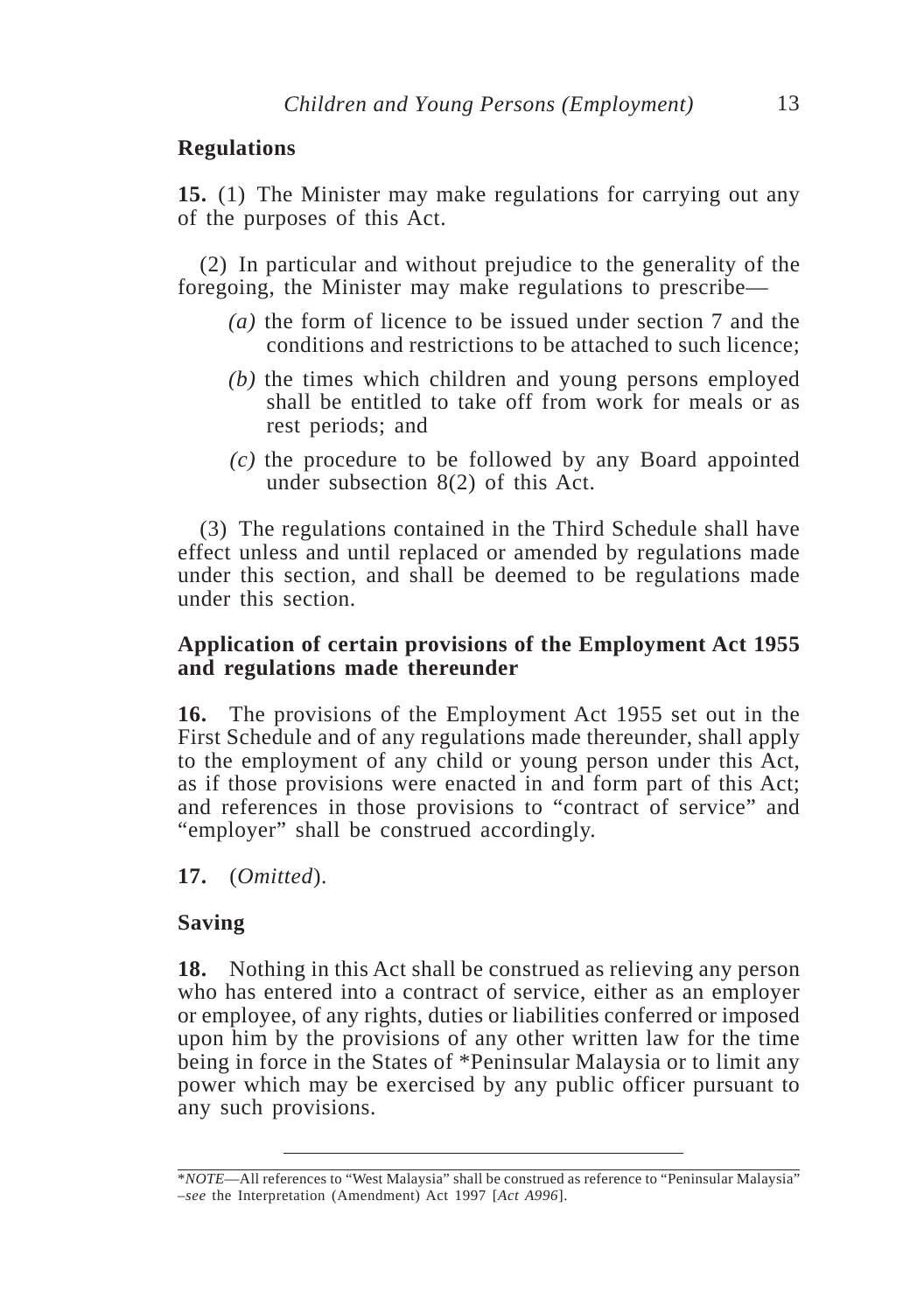**Regulations**

**15.** (1) The Minister may make regulations for carrying out any of the purposes of this Act.

(2) In particular and without prejudice to the generality of the foregoing, the Minister may make regulations to prescribe—

*(a)* the form of licence to be issued under section 7 and the conditions and restrictions to be attached to such licence;

*(b)* the times which children and young persons employed shall be entitled to take off from work for meals or as rest periods; and

*(c)* the procedure to be followed by any Board appointed under subsection 8(2) of this Act.

(3) The regulations contained in the Third Schedule shall have effect unless and until replaced or amended by regulations made under this section, and shall be deemed to be regulations made under this section.

**Application of certain provisions of the Employment Act 1955 and regulations made thereunder**

**16.** The provisions of the Employment Act 1955 set out in the First Schedule and of any regulations made thereunder, shall apply to the employment of any child or young person under this Act, as if those provisions were enacted in and form part of this Act; and references in those provisions to "contract of service" and "employer" shall be construed accordingly.

**17.** (*Omitted*).

**Saving**

**18.** Nothing in this Act shall be construed as relieving any person who has entered into a contract of service, either as an employer or employee, of any rights, duties or liabilities conferred or imposed upon him by the provisions of any other written law for the time being in force in the States of *Peninsular Malaysia or to limit any power which may be exercised by any public officer pursuant to any such provisions.

---

**NOTE*—All references to "West Malaysia" shall be construed as reference to "Peninsular Malaysia" –*see* the Interpretation (Amendment) Act 1997 [*Act A996*].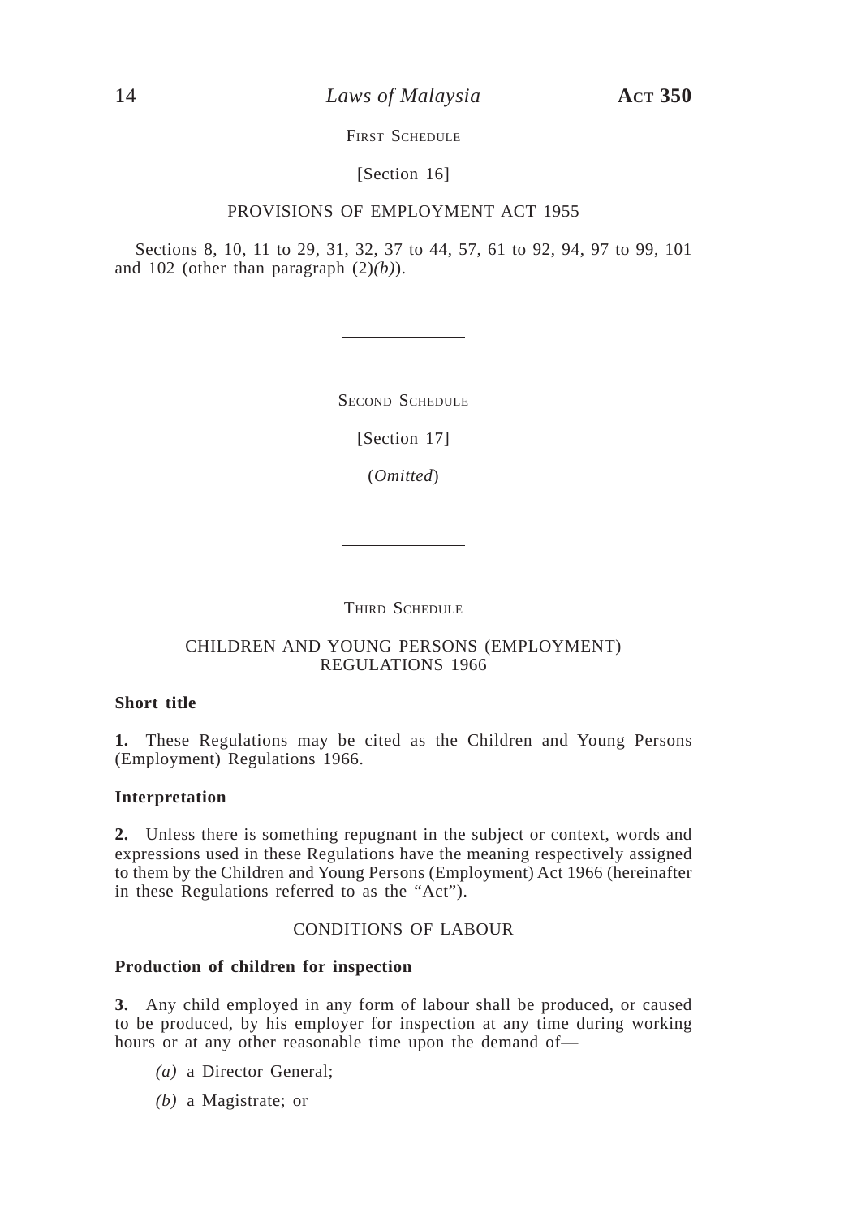## First Schedule

[Section 16]

PROVISIONS OF EMPLOYMENT ACT 1955

Sections 8, 10, 11 to 29, 31, 32, 37 to 44, 57, 61 to 92, 94, 97 to 99, 101 and 102 (other than paragraph (2)*(b)*).

---

## Second Schedule

[Section 17]

(*Omitted*)

---

## Third Schedule

CHILDREN AND YOUNG PERSONS (EMPLOYMENT) REGULATIONS 1966

**Short title**

**1.** These Regulations may be cited as the Children and Young Persons (Employment) Regulations 1966.

**Interpretation**

**2.** Unless there is something repugnant in the subject or context, words and expressions used in these Regulations have the meaning respectively assigned to them by the Children and Young Persons (Employment) Act 1966 (hereinafter in these Regulations referred to as the "Act").

CONDITIONS OF LABOUR

**Production of children for inspection**

**3.** Any child employed in any form of labour shall be produced, or caused to be produced, by his employer for inspection at any time during working hours or at any other reasonable time upon the demand of—

*(a)* a Director General;

*(b)* a Magistrate; or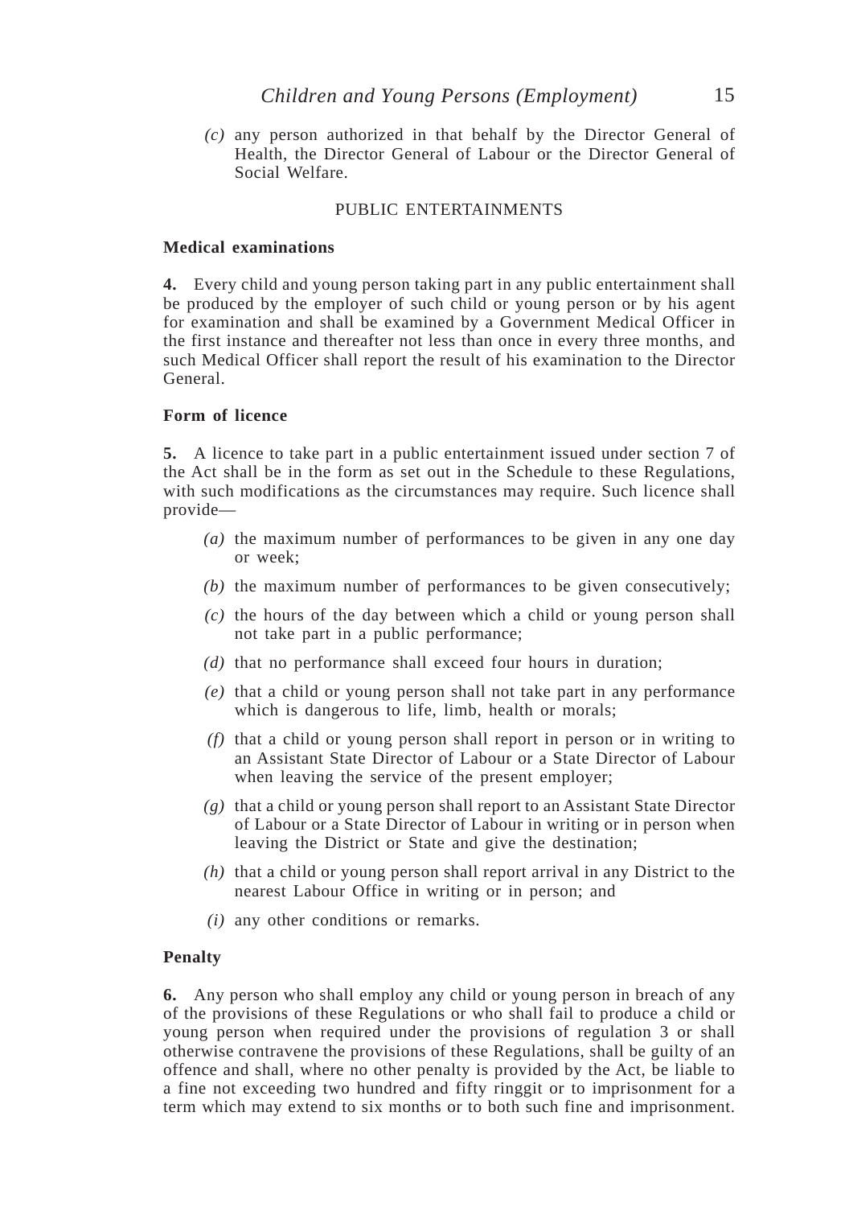*(c)* any person authorized in that behalf by the Director General of Health, the Director General of Labour or the Director General of Social Welfare.

PUBLIC ENTERTAINMENTS

**Medical examinations**

**4.** Every child and young person taking part in any public entertainment shall be produced by the employer of such child or young person or by his agent for examination and shall be examined by a Government Medical Officer in the first instance and thereafter not less than once in every three months, and such Medical Officer shall report the result of his examination to the Director General.

**Form of licence**

**5.** A licence to take part in a public entertainment issued under section 7 of the Act shall be in the form as set out in the Schedule to these Regulations, with such modifications as the circumstances may require. Such licence shall provide—

*(a)* the maximum number of performances to be given in any one day or week;

*(b)* the maximum number of performances to be given consecutively;

*(c)* the hours of the day between which a child or young person shall not take part in a public performance;

*(d)* that no performance shall exceed four hours in duration;

*(e)* that a child or young person shall not take part in any performance which is dangerous to life, limb, health or morals;

*(f)* that a child or young person shall report in person or in writing to an Assistant State Director of Labour or a State Director of Labour when leaving the service of the present employer;

*(g)* that a child or young person shall report to an Assistant State Director of Labour or a State Director of Labour in writing or in person when leaving the District or State and give the destination;

*(h)* that a child or young person shall report arrival in any District to the nearest Labour Office in writing or in person; and

*(i)* any other conditions or remarks.

**Penalty**

**6.** Any person who shall employ any child or young person in breach of any of the provisions of these Regulations or who shall fail to produce a child or young person when required under the provisions of regulation 3 or shall otherwise contravene the provisions of these Regulations, shall be guilty of an offence and shall, where no other penalty is provided by the Act, be liable to a fine not exceeding two hundred and fifty ringgit or to imprisonment for a term which may extend to six months or to both such fine and imprisonment.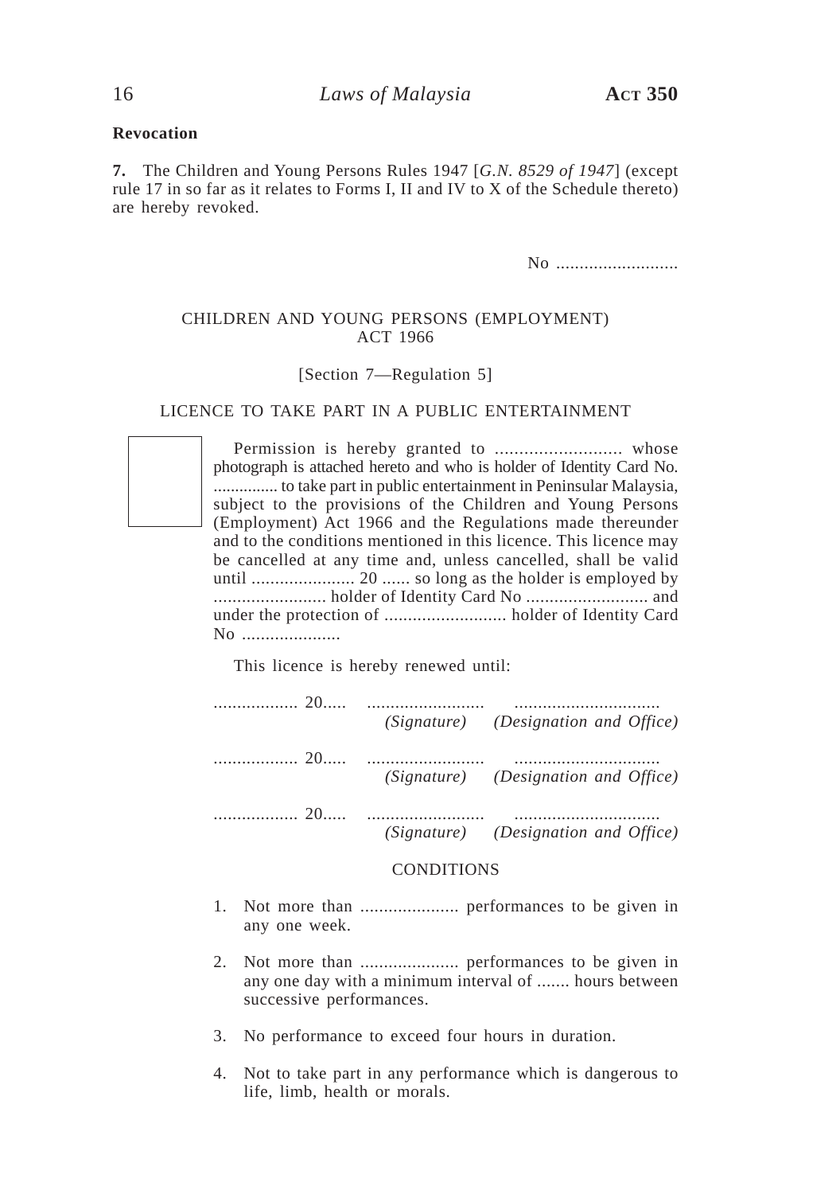**Revocation**

**7.** The Children and Young Persons Rules 1947 [*G.N. 8529 of 1947*] (except rule 17 in so far as it relates to Forms I, II and IV to X of the Schedule thereto) are hereby revoked.

No ..........................

CHILDREN AND YOUNG PERSONS (EMPLOYMENT) ACT 1966

[Section 7—Regulation 5]

LICENCE TO TAKE PART IN A PUBLIC ENTERTAINMENT

Permission is hereby granted to .......................... whose photograph is attached hereto and who is holder of Identity Card No. ............... to take part in public entertainment in Peninsular Malaysia, subject to the provisions of the Children and Young Persons (Employment) Act 1966 and the Regulations made thereunder and to the conditions mentioned in this licence. This licence may be cancelled at any time and, unless cancelled, shall be valid until ...................... 20 ...... so long as the holder is employed by ........................ holder of Identity Card No .......................... and under the protection of .......................... holder of Identity Card No .....................

This licence is hereby renewed until:

................. 20..... ......................... ..............................
*(Signature)* *(Designation and Office)*

................. 20..... ......................... ..............................
*(Signature)* *(Designation and Office)*

................. 20..... ......................... ..............................
*(Signature)* *(Designation and Office)*

CONDITIONS

1. Not more than ..................... performances to be given in any one week.

2. Not more than ..................... performances to be given in any one day with a minimum interval of ....... hours between successive performances.

3. No performance to exceed four hours in duration.

4. Not to take part in any performance which is dangerous to life, limb, health or morals.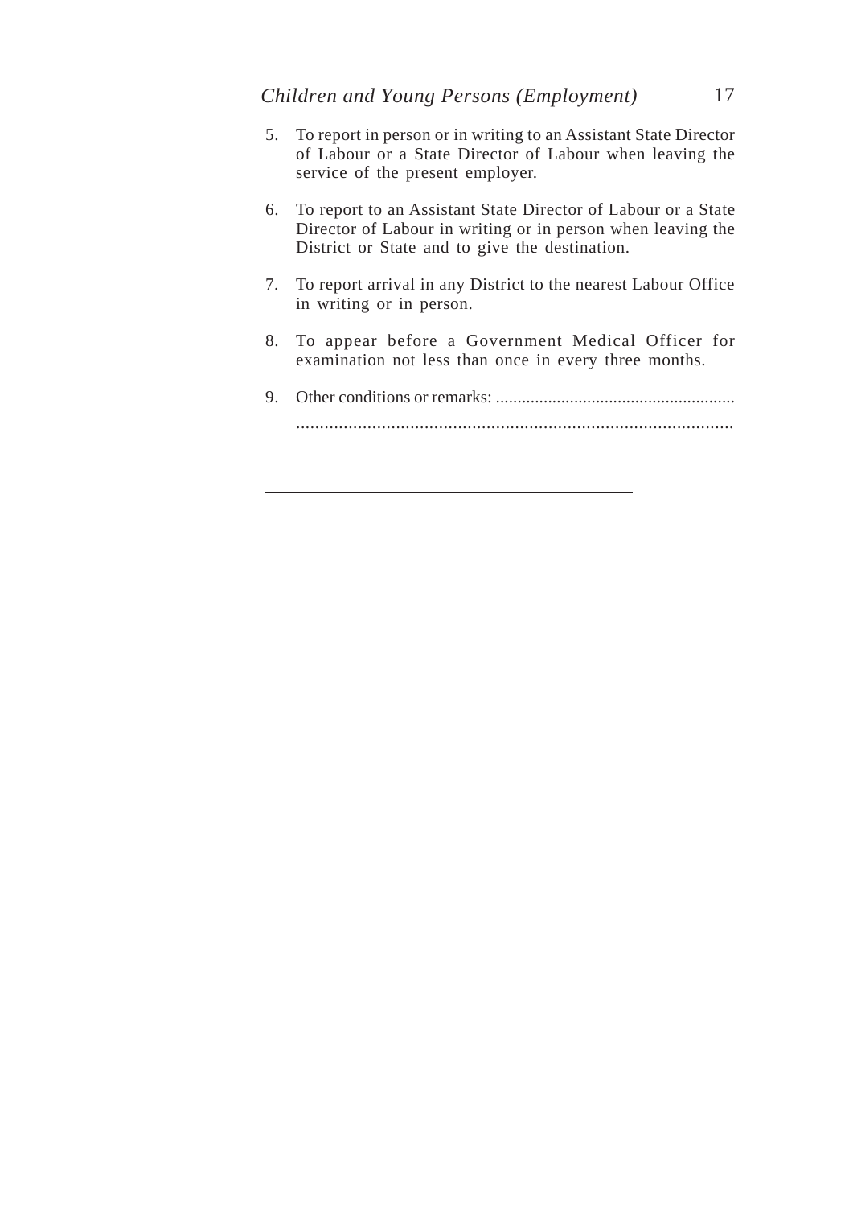5. To report in person or in writing to an Assistant State Director of Labour or a State Director of Labour when leaving the service of the present employer.

6. To report to an Assistant State Director of Labour or a State Director of Labour in writing or in person when leaving the District or State and to give the destination.

7. To report arrival in any District to the nearest Labour Office in writing or in person.

8. To appear before a Government Medical Officer for examination not less than once in every three months.

9. Other conditions or remarks: .......................................................
.............................................................................................

---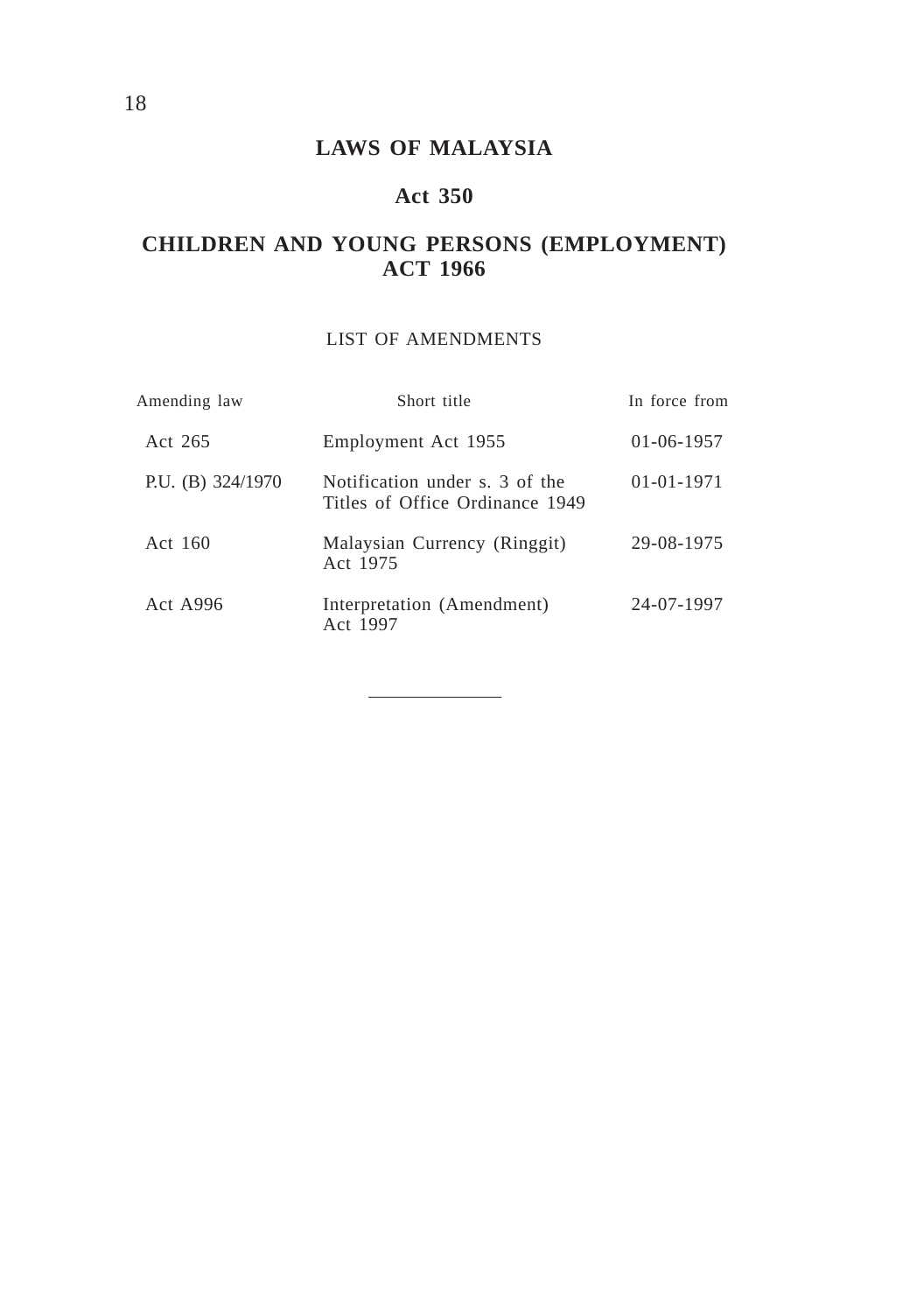# LAWS OF MALAYSIA

## Act 350

## CHILDREN AND YOUNG PERSONS (EMPLOYMENT) ACT 1966

LIST OF AMENDMENTS

| Amending law | Short title | In force from |
|---|---|---|
| Act 265 | Employment Act 1955 | 01-06-1957 |
| P.U. (B) 324/1970 | Notification under s. 3 of the Titles of Office Ordinance 1949 | 01-01-1971 |
| Act 160 | Malaysian Currency (Ringgit) Act 1975 | 29-08-1975 |
| Act A996 | Interpretation (Amendment) Act 1997 | 24-07-1997 |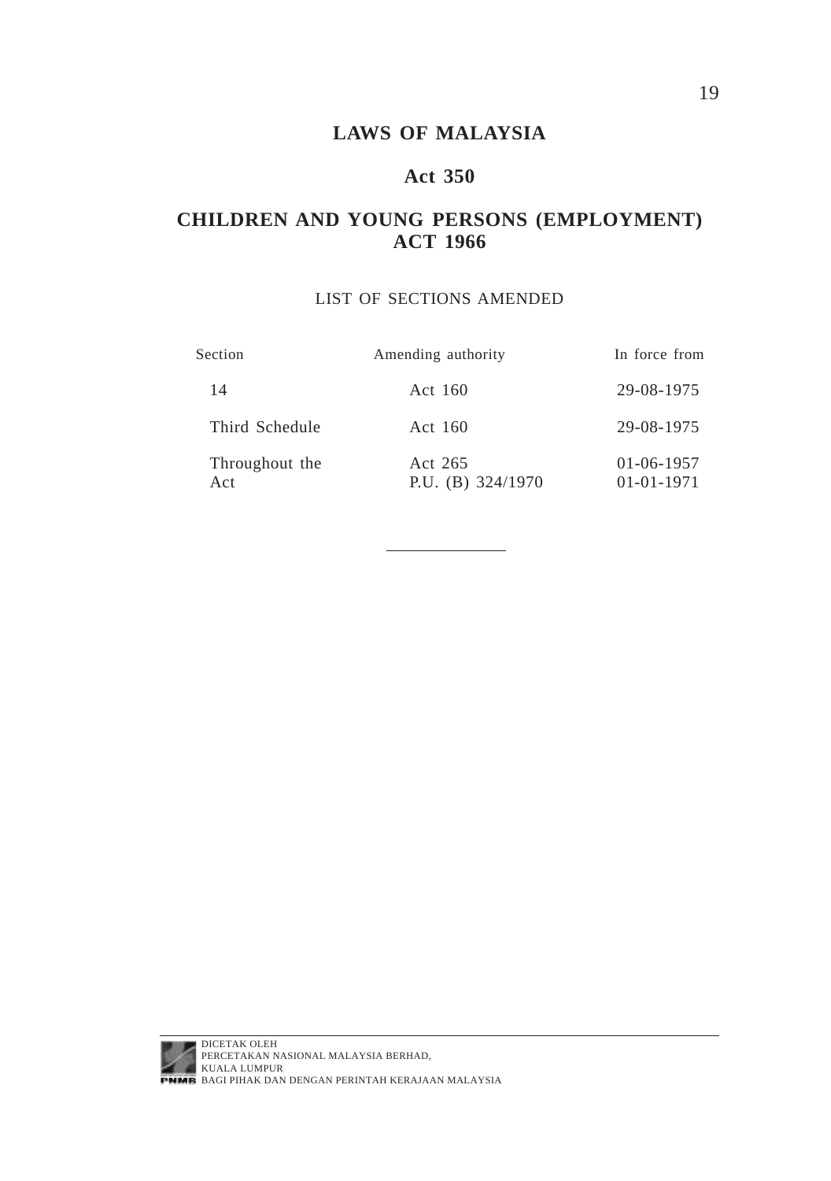# LAWS OF MALAYSIA

## Act 350

## CHILDREN AND YOUNG PERSONS (EMPLOYMENT) ACT 1966

LIST OF SECTIONS AMENDED

| Section | Amending authority | In force from |
|---|---|---|
| 14 | Act 160 | 29-08-1975 |
| Third Schedule | Act 160 | 29-08-1975 |
| Throughout the Act | Act 265<br>P.U. (B) 324/1970 | 01-06-1957<br>01-01-1971 |

---

DICETAK OLEH
PERCETAKAN NASIONAL MALAYSIA BERHAD,
KUALA LUMPUR
BAGI PIHAK DAN DENGAN PERINTAH KERAJAAN MALAYSIA